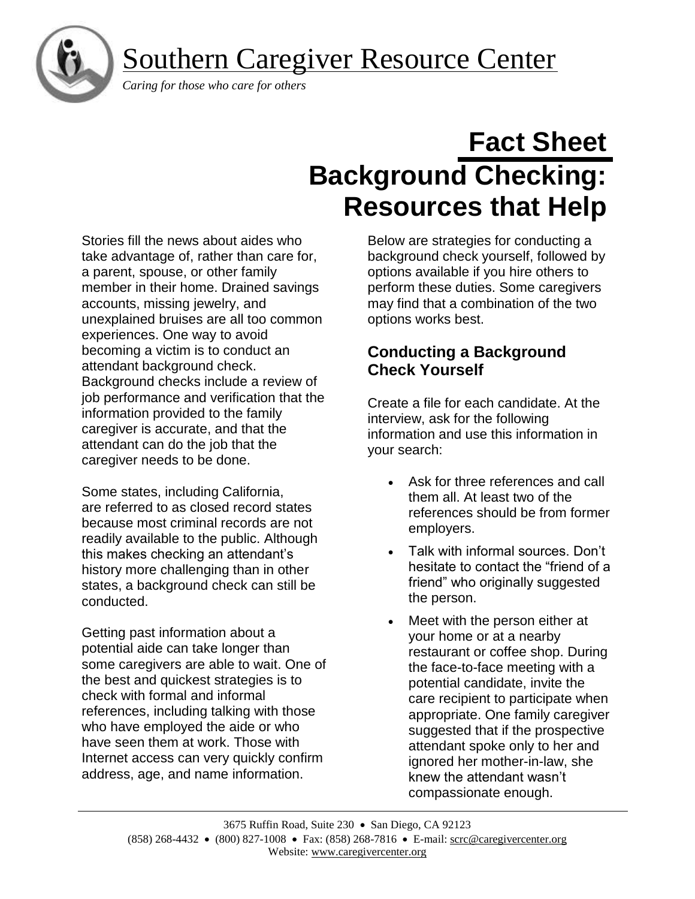# Southern Caregiver Resource Center

*Caring for those who care for others*

# Fact Sheet
# Background Checking: Resources that Help

Stories fill the news about aides who take advantage of, rather than care for, a parent, spouse, or other family member in their home. Drained savings accounts, missing jewelry, and unexplained bruises are all too common experiences. One way to avoid becoming a victim is to conduct an attendant background check. Background checks include a review of job performance and verification that the information provided to the family caregiver is accurate, and that the attendant can do the job that the caregiver needs to be done.

Some states, including California, are referred to as closed record states because most criminal records are not readily available to the public. Although this makes checking an attendant's history more challenging than in other states, a background check can still be conducted.

Getting past information about a potential aide can take longer than some caregivers are able to wait. One of the best and quickest strategies is to check with formal and informal references, including talking with those who have employed the aide or who have seen them at work. Those with Internet access can very quickly confirm address, age, and name information.

Below are strategies for conducting a background check yourself, followed by options available if you hire others to perform these duties. Some caregivers may find that a combination of the two options works best.

## Conducting a Background Check Yourself

Create a file for each candidate. At the interview, ask for the following information and use this information in your search:

- Ask for three references and call them all. At least two of the references should be from former employers.
- Talk with informal sources. Don't hesitate to contact the "friend of a friend" who originally suggested the person.
- Meet with the person either at your home or at a nearby restaurant or coffee shop. During the face-to-face meeting with a potential candidate, invite the care recipient to participate when appropriate. One family caregiver suggested that if the prospective attendant spoke only to her and ignored her mother-in-law, she knew the attendant wasn't compassionate enough.

3675 Ruffin Road, Suite 230 • San Diego, CA 92123
(858) 268-4432 • (800) 827-1008 • Fax: (858) 268-7816 • E-mail: scrc@caregivercenter.org
Website: www.caregivercenter.org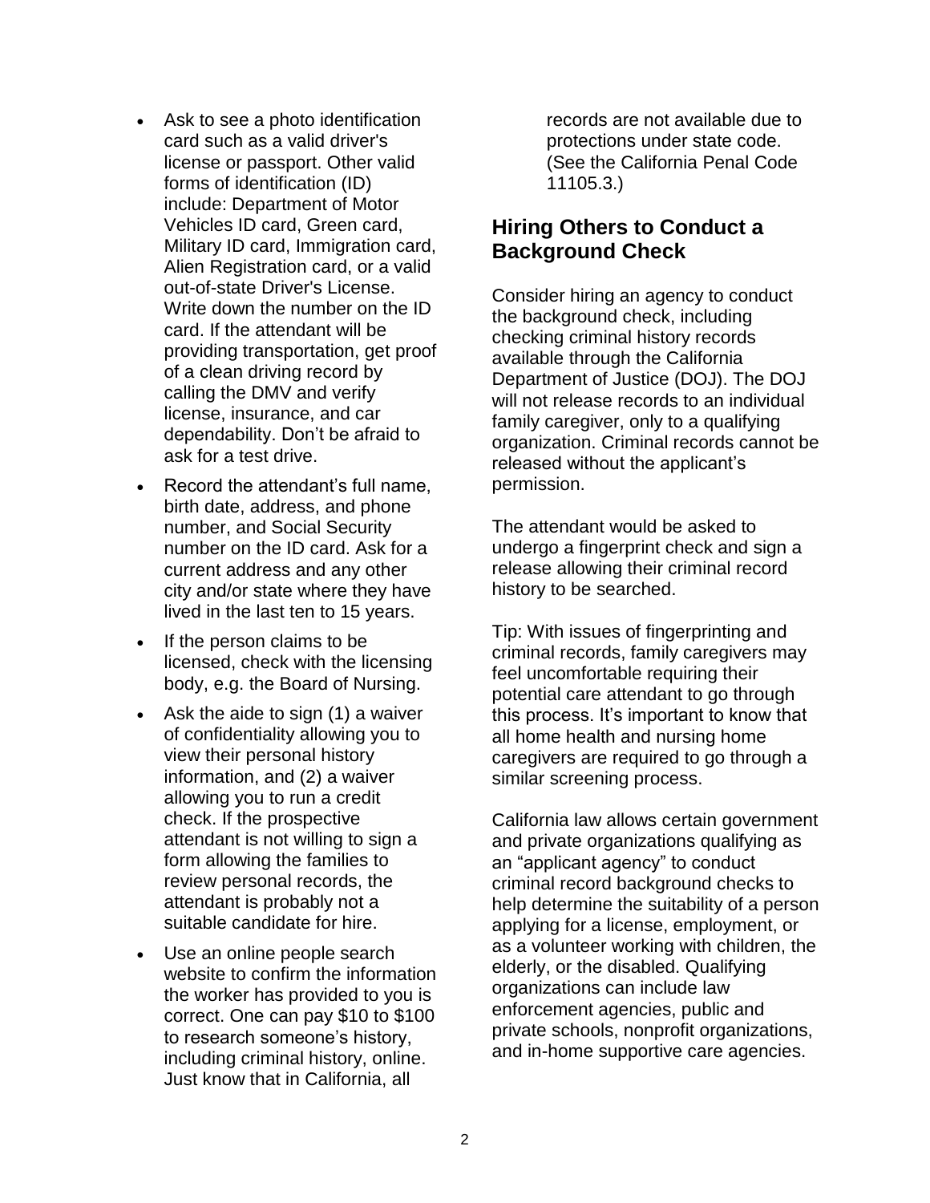- Ask to see a photo identification card such as a valid driver's license or passport. Other valid forms of identification (ID) include: Department of Motor Vehicles ID card, Green card, Military ID card, Immigration card, Alien Registration card, or a valid out-of-state Driver's License. Write down the number on the ID card. If the attendant will be providing transportation, get proof of a clean driving record by calling the DMV and verify license, insurance, and car dependability. Don't be afraid to ask for a test drive.
- Record the attendant's full name, birth date, address, and phone number, and Social Security number on the ID card. Ask for a current address and any other city and/or state where they have lived in the last ten to 15 years.
- If the person claims to be licensed, check with the licensing body, e.g. the Board of Nursing.
- Ask the aide to sign (1) a waiver of confidentiality allowing you to view their personal history information, and (2) a waiver allowing you to run a credit check. If the prospective attendant is not willing to sign a form allowing the families to review personal records, the attendant is probably not a suitable candidate for hire.
- Use an online people search website to confirm the information the worker has provided to you is correct. One can pay $10 to $100 to research someone's history, including criminal history, online. Just know that in California, all records are not available due to protections under state code. (See the California Penal Code 11105.3.)

## Hiring Others to Conduct a Background Check

Consider hiring an agency to conduct the background check, including checking criminal history records available through the California Department of Justice (DOJ). The DOJ will not release records to an individual family caregiver, only to a qualifying organization. Criminal records cannot be released without the applicant's permission.

The attendant would be asked to undergo a fingerprint check and sign a release allowing their criminal record history to be searched.

Tip: With issues of fingerprinting and criminal records, family caregivers may feel uncomfortable requiring their potential care attendant to go through this process. It's important to know that all home health and nursing home caregivers are required to go through a similar screening process.

California law allows certain government and private organizations qualifying as an "applicant agency" to conduct criminal record background checks to help determine the suitability of a person applying for a license, employment, or as a volunteer working with children, the elderly, or the disabled. Qualifying organizations can include law enforcement agencies, public and private schools, nonprofit organizations, and in-home supportive care agencies.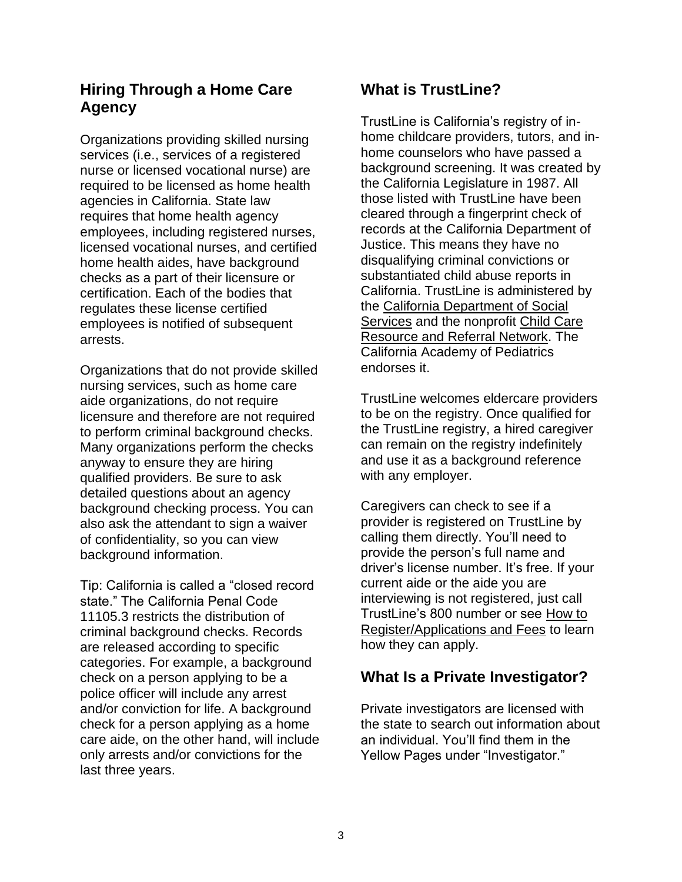## Hiring Through a Home Care Agency

Organizations providing skilled nursing services (i.e., services of a registered nurse or licensed vocational nurse) are required to be licensed as home health agencies in California. State law requires that home health agency employees, including registered nurses, licensed vocational nurses, and certified home health aides, have background checks as a part of their licensure or certification. Each of the bodies that regulates these license certified employees is notified of subsequent arrests.

Organizations that do not provide skilled nursing services, such as home care aide organizations, do not require licensure and therefore are not required to perform criminal background checks. Many organizations perform the checks anyway to ensure they are hiring qualified providers. Be sure to ask detailed questions about an agency background checking process. You can also ask the attendant to sign a waiver of confidentiality, so you can view background information.

Tip: California is called a "closed record state." The California Penal Code 11105.3 restricts the distribution of criminal background checks. Records are released according to specific categories. For example, a background check on a person applying to be a police officer will include any arrest and/or conviction for life. A background check for a person applying as a home care aide, on the other hand, will include only arrests and/or convictions for the last three years.

## What is TrustLine?

TrustLine is California's registry of in-home childcare providers, tutors, and in-home counselors who have passed a background screening. It was created by the California Legislature in 1987. All those listed with TrustLine have been cleared through a fingerprint check of records at the California Department of Justice. This means they have no disqualifying criminal convictions or substantiated child abuse reports in California. TrustLine is administered by the California Department of Social Services and the nonprofit Child Care Resource and Referral Network. The California Academy of Pediatrics endorses it.

TrustLine welcomes eldercare providers to be on the registry. Once qualified for the TrustLine registry, a hired caregiver can remain on the registry indefinitely and use it as a background reference with any employer.

Caregivers can check to see if a provider is registered on TrustLine by calling them directly. You'll need to provide the person's full name and driver's license number. It's free. If your current aide or the aide you are interviewing is not registered, just call TrustLine's 800 number or see How to Register/Applications and Fees to learn how they can apply.

## What Is a Private Investigator?

Private investigators are licensed with the state to search out information about an individual. You'll find them in the Yellow Pages under "Investigator."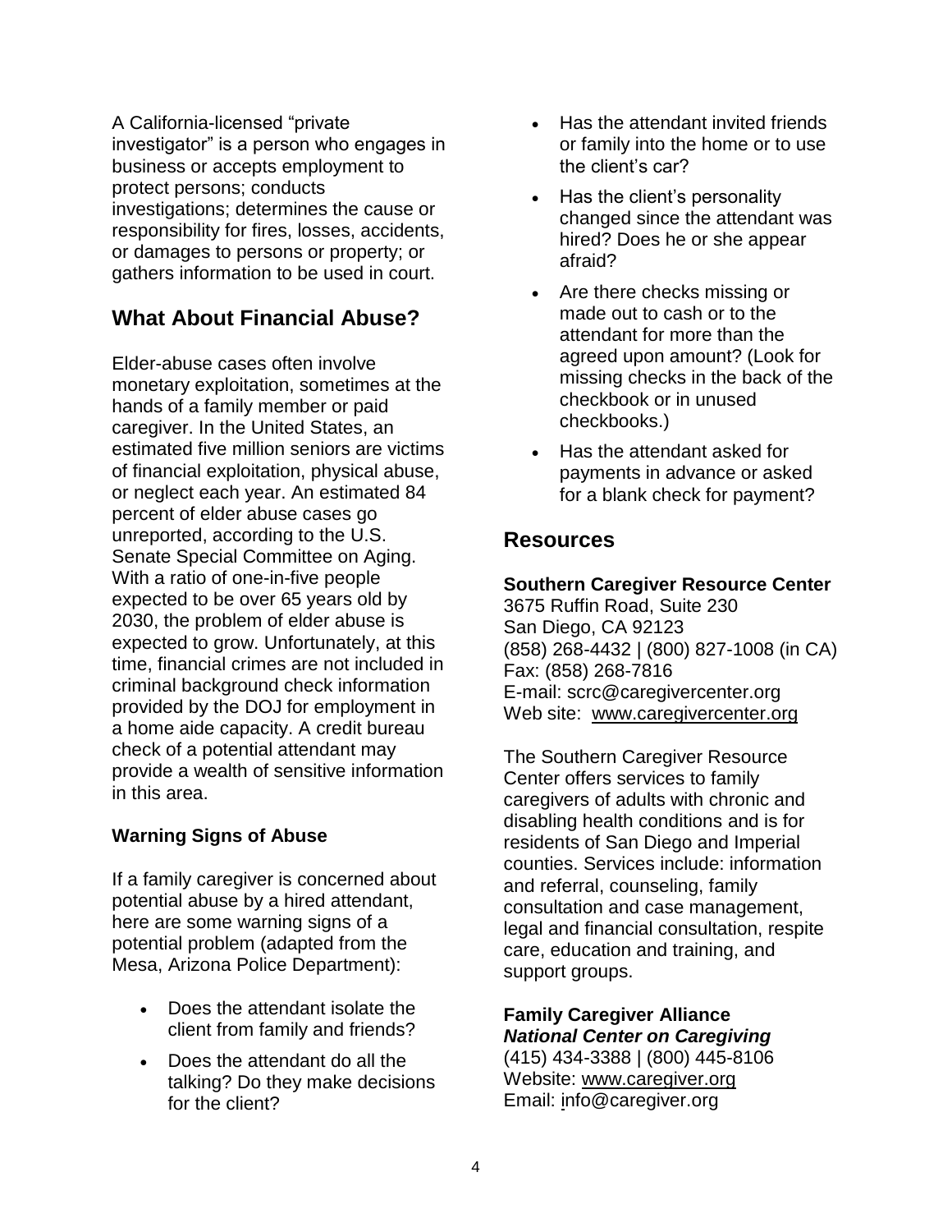A California-licensed "private investigator" is a person who engages in business or accepts employment to protect persons; conducts investigations; determines the cause or responsibility for fires, losses, accidents, or damages to persons or property; or gathers information to be used in court.

## What About Financial Abuse?

Elder-abuse cases often involve monetary exploitation, sometimes at the hands of a family member or paid caregiver. In the United States, an estimated five million seniors are victims of financial exploitation, physical abuse, or neglect each year. An estimated 84 percent of elder abuse cases go unreported, according to the U.S. Senate Special Committee on Aging. With a ratio of one-in-five people expected to be over 65 years old by 2030, the problem of elder abuse is expected to grow. Unfortunately, at this time, financial crimes are not included in criminal background check information provided by the DOJ for employment in a home aide capacity. A credit bureau check of a potential attendant may provide a wealth of sensitive information in this area.

### Warning Signs of Abuse

If a family caregiver is concerned about potential abuse by a hired attendant, here are some warning signs of a potential problem (adapted from the Mesa, Arizona Police Department):

- Does the attendant isolate the client from family and friends?
- Does the attendant do all the talking? Do they make decisions for the client?
- Has the attendant invited friends or family into the home or to use the client's car?
- Has the client's personality changed since the attendant was hired? Does he or she appear afraid?
- Are there checks missing or made out to cash or to the attendant for more than the agreed upon amount? (Look for missing checks in the back of the checkbook or in unused checkbooks.)
- Has the attendant asked for payments in advance or asked for a blank check for payment?

## Resources

**Southern Caregiver Resource Center**
3675 Ruffin Road, Suite 230
San Diego, CA 92123
(858) 268-4432 | (800) 827-1008 (in CA)
Fax: (858) 268-7816
E-mail: scrc@caregivercenter.org
Web site: www.caregivercenter.org

The Southern Caregiver Resource Center offers services to family caregivers of adults with chronic and disabling health conditions and is for residents of San Diego and Imperial counties. Services include: information and referral, counseling, family consultation and case management, legal and financial consultation, respite care, education and training, and support groups.

**Family Caregiver Alliance**
***National Center on Caregiving***
(415) 434-3388 | (800) 445-8106
Website: www.caregiver.org
Email: info@caregiver.org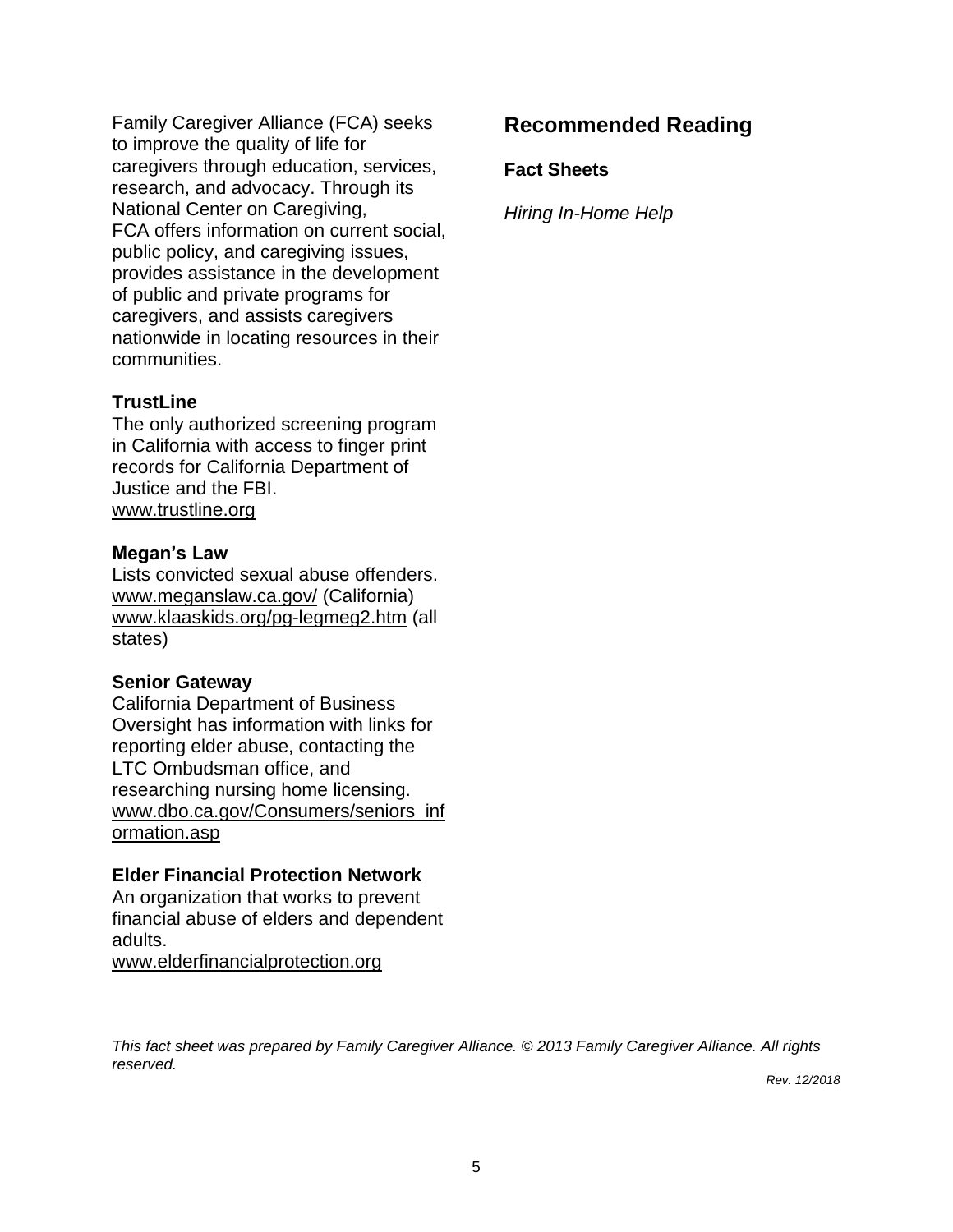Family Caregiver Alliance (FCA) seeks to improve the quality of life for caregivers through education, services, research, and advocacy. Through its National Center on Caregiving, FCA offers information on current social, public policy, and caregiving issues, provides assistance in the development of public and private programs for caregivers, and assists caregivers nationwide in locating resources in their communities.

**TrustLine**
The only authorized screening program in California with access to finger print records for California Department of Justice and the FBI.
www.trustline.org

**Megan's Law**
Lists convicted sexual abuse offenders.
www.meganslaw.ca.gov/ (California)
www.klaaskids.org/pg-legmeg2.htm (all states)

**Senior Gateway**
California Department of Business Oversight has information with links for reporting elder abuse, contacting the LTC Ombudsman office, and researching nursing home licensing.
www.dbo.ca.gov/Consumers/seniors_information.asp

**Elder Financial Protection Network**
An organization that works to prevent financial abuse of elders and dependent adults.
www.elderfinancialprotection.org

## Recommended Reading

### Fact Sheets

*Hiring In-Home Help*

*This fact sheet was prepared by Family Caregiver Alliance. © 2013 Family Caregiver Alliance. All rights reserved.*

*Rev. 12/2018*